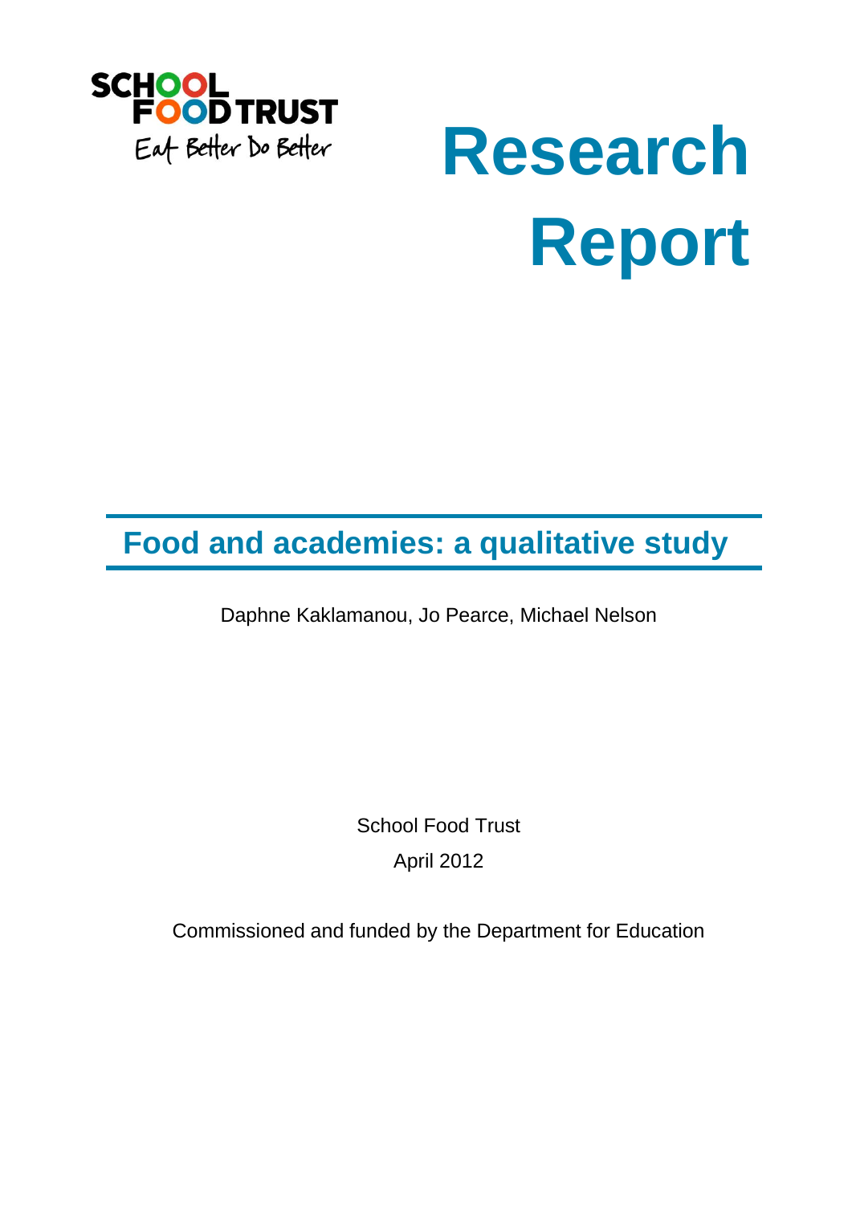SCHOOL FOOD TRUST

Eat Better Do Better

# Research Report

## Food and academies: a qualitative study

Daphne Kaklamanou, Jo Pearce, Michael Nelson

School Food Trust

April 2012

Commissioned and funded by the Department for Education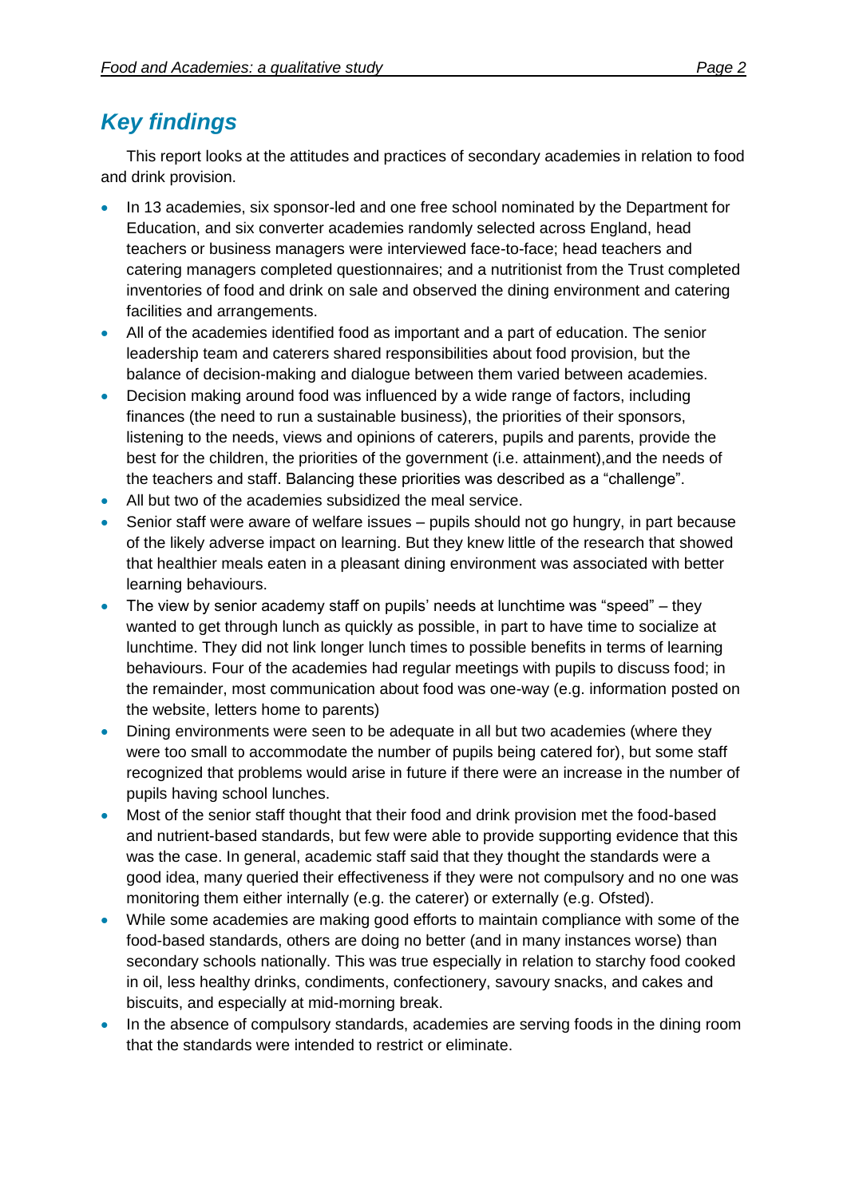## *Key findings*

This report looks at the attitudes and practices of secondary academies in relation to food and drink provision.

- In 13 academies, six sponsor-led and one free school nominated by the Department for Education, and six converter academies randomly selected across England, head teachers or business managers were interviewed face-to-face; head teachers and catering managers completed questionnaires; and a nutritionist from the Trust completed inventories of food and drink on sale and observed the dining environment and catering facilities and arrangements.
- All of the academies identified food as important and a part of education. The senior leadership team and caterers shared responsibilities about food provision, but the balance of decision-making and dialogue between them varied between academies.
- Decision making around food was influenced by a wide range of factors, including finances (the need to run a sustainable business), the priorities of their sponsors, listening to the needs, views and opinions of caterers, pupils and parents, provide the best for the children, the priorities of the government (i.e. attainment),and the needs of the teachers and staff. Balancing these priorities was described as a "challenge".
- All but two of the academies subsidized the meal service.
- Senior staff were aware of welfare issues – pupils should not go hungry, in part because of the likely adverse impact on learning. But they knew little of the research that showed that healthier meals eaten in a pleasant dining environment was associated with better learning behaviours.
- The view by senior academy staff on pupils' needs at lunchtime was "speed" – they wanted to get through lunch as quickly as possible, in part to have time to socialize at lunchtime. They did not link longer lunch times to possible benefits in terms of learning behaviours. Four of the academies had regular meetings with pupils to discuss food; in the remainder, most communication about food was one-way (e.g. information posted on the website, letters home to parents)
- Dining environments were seen to be adequate in all but two academies (where they were too small to accommodate the number of pupils being catered for), but some staff recognized that problems would arise in future if there were an increase in the number of pupils having school lunches.
- Most of the senior staff thought that their food and drink provision met the food-based and nutrient-based standards, but few were able to provide supporting evidence that this was the case. In general, academic staff said that they thought the standards were a good idea, many queried their effectiveness if they were not compulsory and no one was monitoring them either internally (e.g. the caterer) or externally (e.g. Ofsted).
- While some academies are making good efforts to maintain compliance with some of the food-based standards, others are doing no better (and in many instances worse) than secondary schools nationally. This was true especially in relation to starchy food cooked in oil, less healthy drinks, condiments, confectionery, savoury snacks, and cakes and biscuits, and especially at mid-morning break.
- In the absence of compulsory standards, academies are serving foods in the dining room that the standards were intended to restrict or eliminate.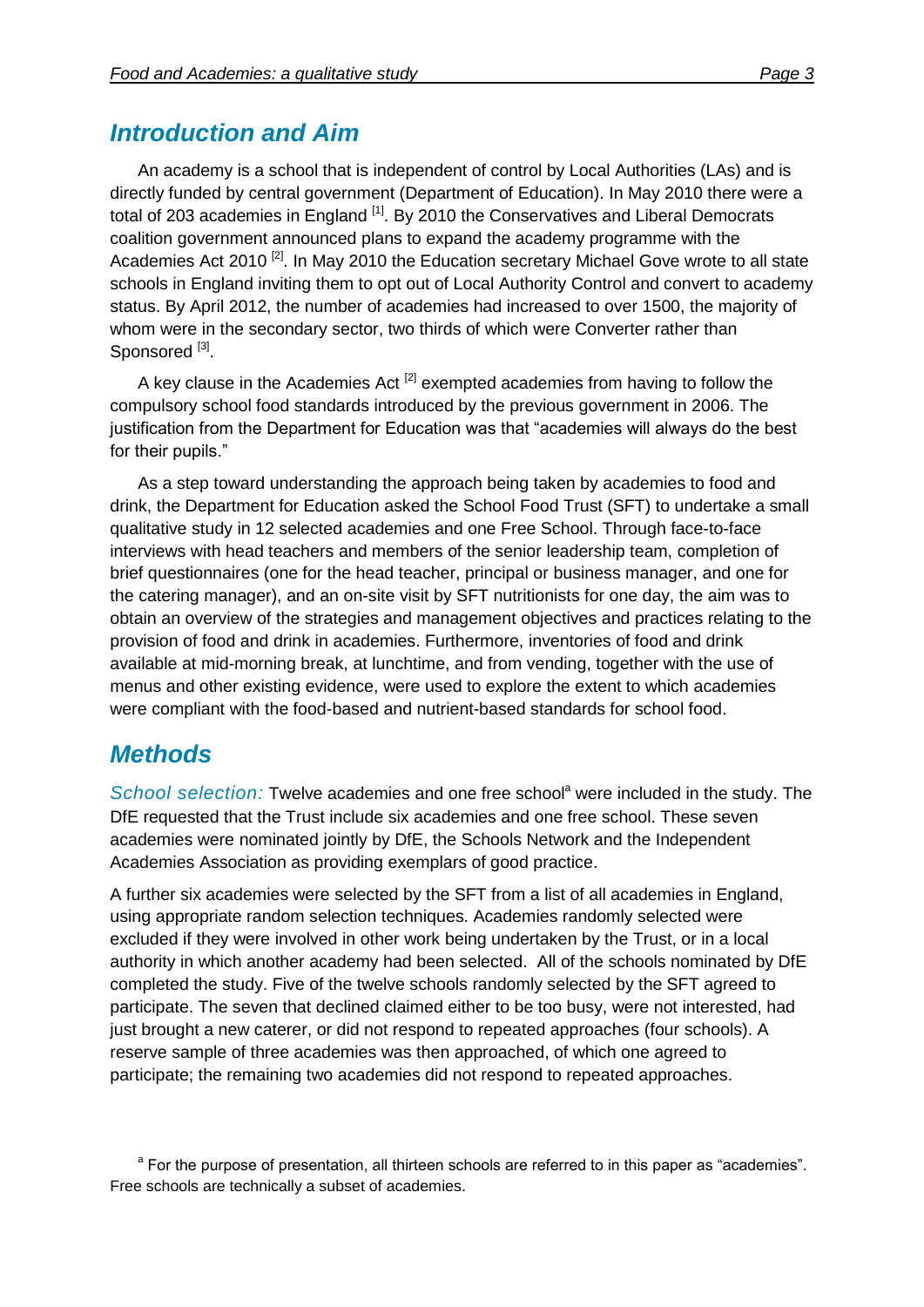## Introduction and Aim

An academy is a school that is independent of control by Local Authorities (LAs) and is directly funded by central government (Department of Education). In May 2010 there were a total of 203 academies in England [1]. By 2010 the Conservatives and Liberal Democrats coalition government announced plans to expand the academy programme with the Academies Act 2010 [2]. In May 2010 the Education secretary Michael Gove wrote to all state schools in England inviting them to opt out of Local Authority Control and convert to academy status. By April 2012, the number of academies had increased to over 1500, the majority of whom were in the secondary sector, two thirds of which were Converter rather than Sponsored [3].

A key clause in the Academies Act [2] exempted academies from having to follow the compulsory school food standards introduced by the previous government in 2006. The justification from the Department for Education was that "academies will always do the best for their pupils."

As a step toward understanding the approach being taken by academies to food and drink, the Department for Education asked the School Food Trust (SFT) to undertake a small qualitative study in 12 selected academies and one Free School. Through face-to-face interviews with head teachers and members of the senior leadership team, completion of brief questionnaires (one for the head teacher, principal or business manager, and one for the catering manager), and an on-site visit by SFT nutritionists for one day, the aim was to obtain an overview of the strategies and management objectives and practices relating to the provision of food and drink in academies. Furthermore, inventories of food and drink available at mid-morning break, at lunchtime, and from vending, together with the use of menus and other existing evidence, were used to explore the extent to which academies were compliant with the food-based and nutrient-based standards for school food.

## Methods

*School selection:* Twelve academies and one free school[a] were included in the study. The DfE requested that the Trust include six academies and one free school. These seven academies were nominated jointly by DfE, the Schools Network and the Independent Academies Association as providing exemplars of good practice.

A further six academies were selected by the SFT from a list of all academies in England, using appropriate random selection techniques. Academies randomly selected were excluded if they were involved in other work being undertaken by the Trust, or in a local authority in which another academy had been selected. All of the schools nominated by DfE completed the study. Five of the twelve schools randomly selected by the SFT agreed to participate. The seven that declined claimed either to be too busy, were not interested, had just brought a new caterer, or did not respond to repeated approaches (four schools). A reserve sample of three academies was then approached, of which one agreed to participate; the remaining two academies did not respond to repeated approaches.

[a] For the purpose of presentation, all thirteen schools are referred to in this paper as "academies". Free schools are technically a subset of academies.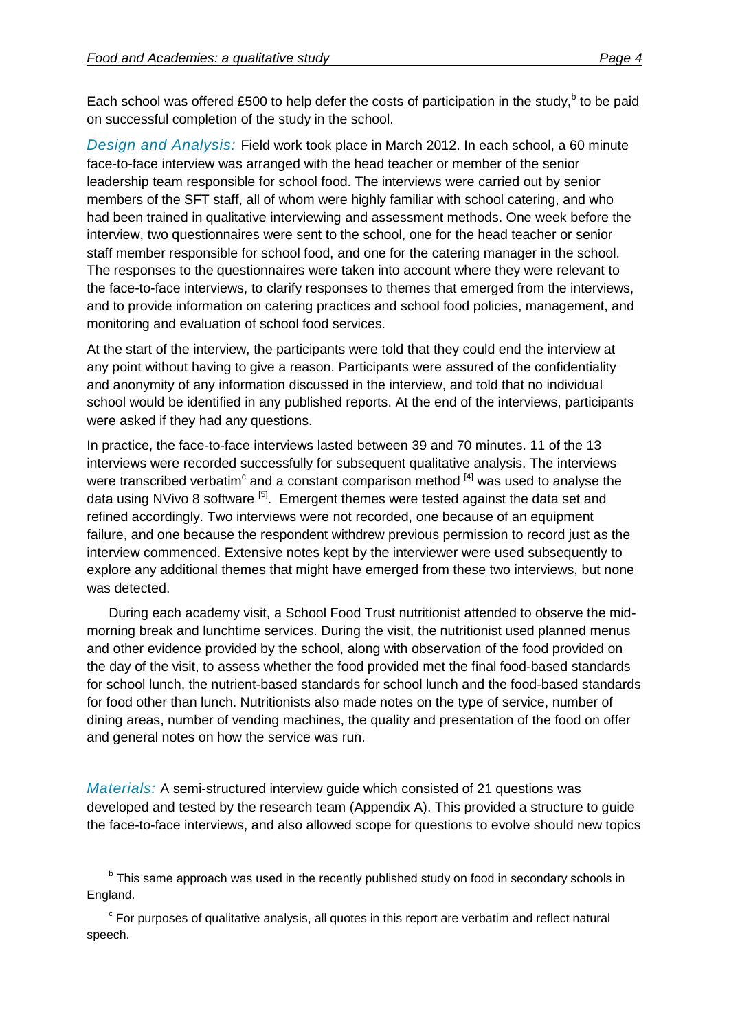Each school was offered £500 to help defer the costs of participation in the study,[b] to be paid on successful completion of the study in the school.

*Design and Analysis:* Field work took place in March 2012. In each school, a 60 minute face-to-face interview was arranged with the head teacher or member of the senior leadership team responsible for school food. The interviews were carried out by senior members of the SFT staff, all of whom were highly familiar with school catering, and who had been trained in qualitative interviewing and assessment methods. One week before the interview, two questionnaires were sent to the school, one for the head teacher or senior staff member responsible for school food, and one for the catering manager in the school. The responses to the questionnaires were taken into account where they were relevant to the face-to-face interviews, to clarify responses to themes that emerged from the interviews, and to provide information on catering practices and school food policies, management, and monitoring and evaluation of school food services.

At the start of the interview, the participants were told that they could end the interview at any point without having to give a reason. Participants were assured of the confidentiality and anonymity of any information discussed in the interview, and told that no individual school would be identified in any published reports. At the end of the interviews, participants were asked if they had any questions.

In practice, the face-to-face interviews lasted between 39 and 70 minutes. 11 of the 13 interviews were recorded successfully for subsequent qualitative analysis. The interviews were transcribed verbatim[c] and a constant comparison method [4] was used to analyse the data using NVivo 8 software [5]. Emergent themes were tested against the data set and refined accordingly. Two interviews were not recorded, one because of an equipment failure, and one because the respondent withdrew previous permission to record just as the interview commenced. Extensive notes kept by the interviewer were used subsequently to explore any additional themes that might have emerged from these two interviews, but none was detected.

During each academy visit, a School Food Trust nutritionist attended to observe the mid-morning break and lunchtime services. During the visit, the nutritionist used planned menus and other evidence provided by the school, along with observation of the food provided on the day of the visit, to assess whether the food provided met the final food-based standards for school lunch, the nutrient-based standards for school lunch and the food-based standards for food other than lunch. Nutritionists also made notes on the type of service, number of dining areas, number of vending machines, the quality and presentation of the food on offer and general notes on how the service was run.

*Materials:* A semi-structured interview guide which consisted of 21 questions was developed and tested by the research team (Appendix A). This provided a structure to guide the face-to-face interviews, and also allowed scope for questions to evolve should new topics

[b] This same approach was used in the recently published study on food in secondary schools in England.

[c] For purposes of qualitative analysis, all quotes in this report are verbatim and reflect natural speech.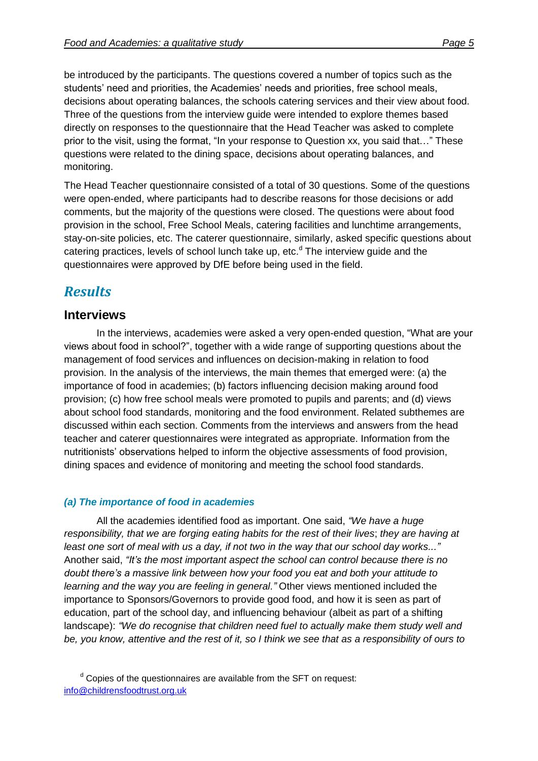be introduced by the participants. The questions covered a number of topics such as the students' need and priorities, the Academies' needs and priorities, free school meals, decisions about operating balances, the schools catering services and their view about food. Three of the questions from the interview guide were intended to explore themes based directly on responses to the questionnaire that the Head Teacher was asked to complete prior to the visit, using the format, "In your response to Question xx, you said that…" These questions were related to the dining space, decisions about operating balances, and monitoring.

The Head Teacher questionnaire consisted of a total of 30 questions. Some of the questions were open-ended, where participants had to describe reasons for those decisions or add comments, but the majority of the questions were closed. The questions were about food provision in the school, Free School Meals, catering facilities and lunchtime arrangements, stay-on-site policies, etc. The caterer questionnaire, similarly, asked specific questions about catering practices, levels of school lunch take up, etc.[d] The interview guide and the questionnaires were approved by DfE before being used in the field.

# *Results*

## Interviews

In the interviews, academies were asked a very open-ended question, "What are your views about food in school?", together with a wide range of supporting questions about the management of food services and influences on decision-making in relation to food provision. In the analysis of the interviews, the main themes that emerged were: (a) the importance of food in academies; (b) factors influencing decision making around food provision; (c) how free school meals were promoted to pupils and parents; and (d) views about school food standards, monitoring and the food environment. Related subthemes are discussed within each section. Comments from the interviews and answers from the head teacher and caterer questionnaires were integrated as appropriate. Information from the nutritionists' observations helped to inform the objective assessments of food provision, dining spaces and evidence of monitoring and meeting the school food standards.

### *(a) The importance of food in academies*

All the academies identified food as important. One said, *"We have a huge responsibility, that we are forging eating habits for the rest of their lives*; *they are having at least one sort of meal with us a day, if not two in the way that our school day works..."* Another said, *"It's the most important aspect the school can control because there is no doubt there's a massive link between how your food you eat and both your attitude to learning and the way you are feeling in general."* Other views mentioned included the importance to Sponsors/Governors to provide good food, and how it is seen as part of education, part of the school day, and influencing behaviour (albeit as part of a shifting landscape): *"We do recognise that children need fuel to actually make them study well and be, you know, attentive and the rest of it, so I think we see that as a responsibility of ours to*

[d] Copies of the questionnaires are available from the SFT on request: info@childrensfoodtrust.org.uk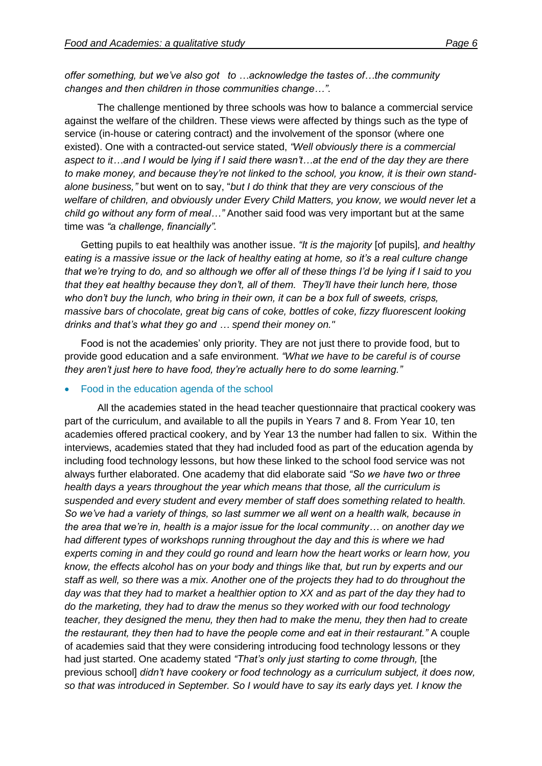*offer something, but we've also got to …acknowledge the tastes of…the community changes and then children in those communities change…".*

The challenge mentioned by three schools was how to balance a commercial service against the welfare of the children. These views were affected by things such as the type of service (in-house or catering contract) and the involvement of the sponsor (where one existed). One with a contracted-out service stated, *"Well obviously there is a commercial aspect to it…and I would be lying if I said there wasn't…at the end of the day they are there to make money, and because they're not linked to the school, you know, it is their own stand-alone business,"* but went on to say, "*but I do think that they are very conscious of the welfare of children, and obviously under Every Child Matters, you know, we would never let a child go without any form of meal…"* Another said food was very important but at the same time was *"a challenge, financially"*.

Getting pupils to eat healthily was another issue. *"It is the majority* [of pupils]*, and healthy eating is a massive issue or the lack of healthy eating at home, so it's a real culture change that we're trying to do, and so although we offer all of these things I'd be lying if I said to you that they eat healthy because they don't, all of them. They'll have their lunch here, those who don't buy the lunch, who bring in their own, it can be a box full of sweets, crisps, massive bars of chocolate, great big cans of coke, bottles of coke, fizzy fluorescent looking drinks and that's what they go and … spend their money on."*

Food is not the academies' only priority. They are not just there to provide food, but to provide good education and a safe environment. *"What we have to be careful is of course they aren't just here to have food, they're actually here to do some learning."*

- Food in the education agenda of the school

All the academies stated in the head teacher questionnaire that practical cookery was part of the curriculum, and available to all the pupils in Years 7 and 8. From Year 10, ten academies offered practical cookery, and by Year 13 the number had fallen to six. Within the interviews, academies stated that they had included food as part of the education agenda by including food technology lessons, but how these linked to the school food service was not always further elaborated. One academy that did elaborate said *"So we have two or three health days a years throughout the year which means that those, all the curriculum is suspended and every student and every member of staff does something related to health. So we've had a variety of things, so last summer we all went on a health walk, because in the area that we're in, health is a major issue for the local community… on another day we had different types of workshops running throughout the day and this is where we had experts coming in and they could go round and learn how the heart works or learn how, you know, the effects alcohol has on your body and things like that, but run by experts and our staff as well, so there was a mix. Another one of the projects they had to do throughout the day was that they had to market a healthier option to XX and as part of the day they had to do the marketing, they had to draw the menus so they worked with our food technology teacher, they designed the menu, they then had to make the menu, they then had to create the restaurant, they then had to have the people come and eat in their restaurant."* A couple of academies said that they were considering introducing food technology lessons or they had just started. One academy stated *"That's only just starting to come through,* [the previous school] *didn't have cookery or food technology as a curriculum subject, it does now, so that was introduced in September. So I would have to say its early days yet. I know the*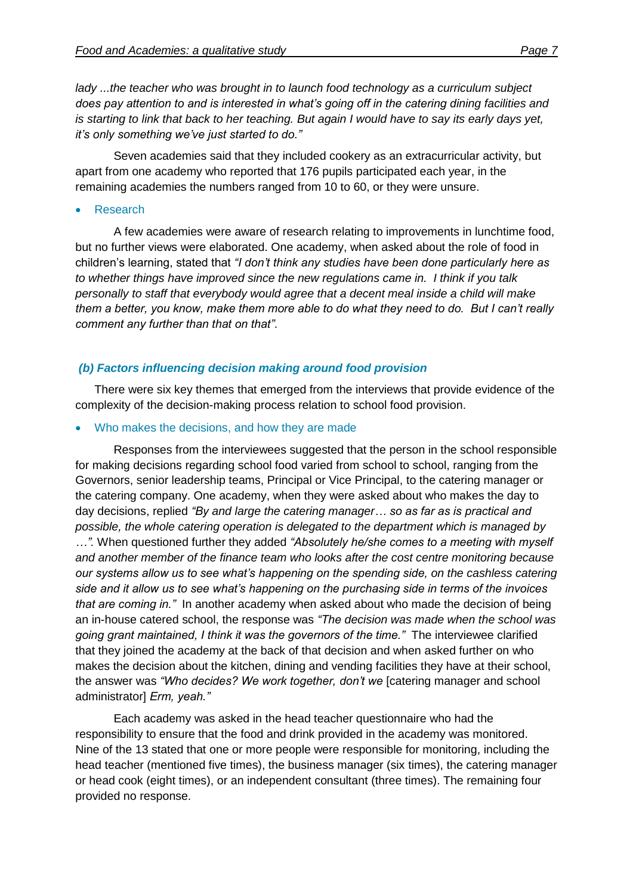*lady ...the teacher who was brought in to launch food technology as a curriculum subject does pay attention to and is interested in what's going off in the catering dining facilities and is starting to link that back to her teaching. But again I would have to say its early days yet, it's only something we've just started to do."*

Seven academies said that they included cookery as an extracurricular activity, but apart from one academy who reported that 176 pupils participated each year, in the remaining academies the numbers ranged from 10 to 60, or they were unsure.

- Research

A few academies were aware of research relating to improvements in lunchtime food, but no further views were elaborated. One academy, when asked about the role of food in children's learning, stated that *"I don't think any studies have been done particularly here as to whether things have improved since the new regulations came in. I think if you talk personally to staff that everybody would agree that a decent meal inside a child will make them a better, you know, make them more able to do what they need to do. But I can't really comment any further than that on that"*.

### *(b) Factors influencing decision making around food provision*

There were six key themes that emerged from the interviews that provide evidence of the complexity of the decision-making process relation to school food provision.

- Who makes the decisions, and how they are made

Responses from the interviewees suggested that the person in the school responsible for making decisions regarding school food varied from school to school, ranging from the Governors, senior leadership teams, Principal or Vice Principal, to the catering manager or the catering company. One academy, when they were asked about who makes the day to day decisions, replied *"By and large the catering manager… so as far as is practical and possible, the whole catering operation is delegated to the department which is managed by …"*. When questioned further they added *"Absolutely he/she comes to a meeting with myself and another member of the finance team who looks after the cost centre monitoring because our systems allow us to see what's happening on the spending side, on the cashless catering side and it allow us to see what's happening on the purchasing side in terms of the invoices that are coming in."* In another academy when asked about who made the decision of being an in-house catered school, the response was *"The decision was made when the school was going grant maintained, I think it was the governors of the time."* The interviewee clarified that they joined the academy at the back of that decision and when asked further on who makes the decision about the kitchen, dining and vending facilities they have at their school, the answer was *"Who decides? We work together, don't we* [catering manager and school administrator] *Erm, yeah."*

Each academy was asked in the head teacher questionnaire who had the responsibility to ensure that the food and drink provided in the academy was monitored. Nine of the 13 stated that one or more people were responsible for monitoring, including the head teacher (mentioned five times), the business manager (six times), the catering manager or head cook (eight times), or an independent consultant (three times). The remaining four provided no response.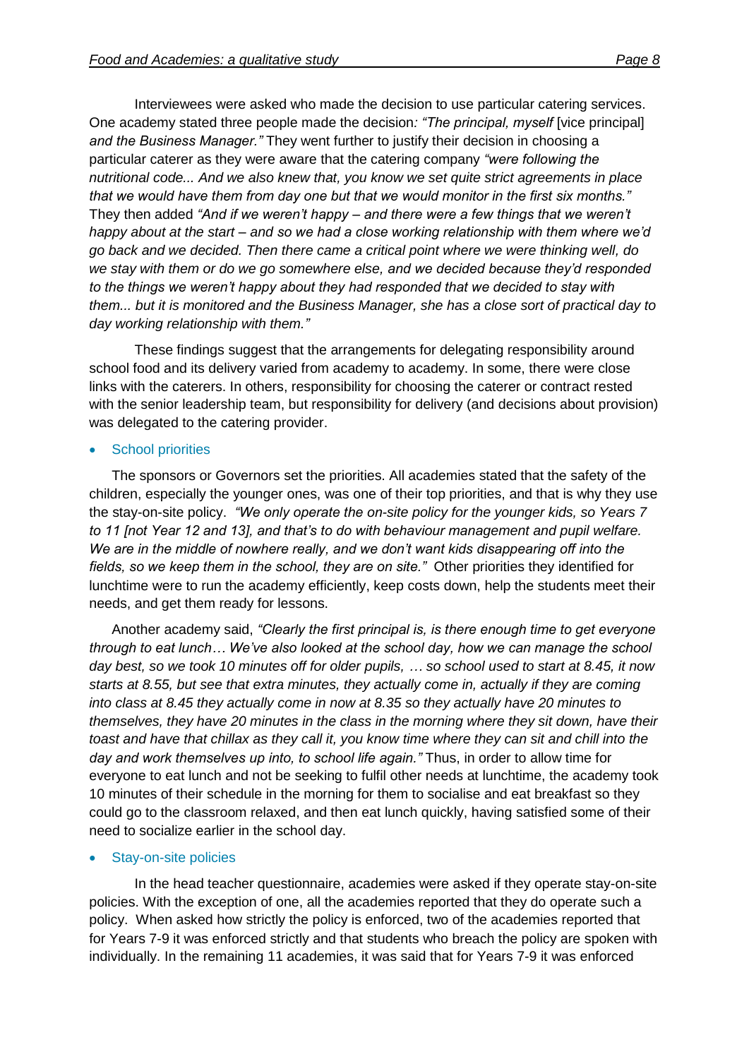Interviewees were asked who made the decision to use particular catering services. One academy stated three people made the decision*: "The principal, myself* [vice principal] *and the Business Manager."* They went further to justify their decision in choosing a particular caterer as they were aware that the catering company *"were following the nutritional code... And we also knew that, you know we set quite strict agreements in place that we would have them from day one but that we would monitor in the first six months."* They then added *"And if we weren't happy – and there were a few things that we weren't happy about at the start – and so we had a close working relationship with them where we'd go back and we decided. Then there came a critical point where we were thinking well, do we stay with them or do we go somewhere else, and we decided because they'd responded to the things we weren't happy about they had responded that we decided to stay with them... but it is monitored and the Business Manager, she has a close sort of practical day to day working relationship with them."*

These findings suggest that the arrangements for delegating responsibility around school food and its delivery varied from academy to academy. In some, there were close links with the caterers. In others, responsibility for choosing the caterer or contract rested with the senior leadership team, but responsibility for delivery (and decisions about provision) was delegated to the catering provider.

- School priorities

The sponsors or Governors set the priorities. All academies stated that the safety of the children, especially the younger ones, was one of their top priorities, and that is why they use the stay-on-site policy. *"We only operate the on-site policy for the younger kids, so Years 7 to 11 [not Year 12 and 13], and that's to do with behaviour management and pupil welfare. We are in the middle of nowhere really, and we don't want kids disappearing off into the fields, so we keep them in the school, they are on site."* Other priorities they identified for lunchtime were to run the academy efficiently, keep costs down, help the students meet their needs, and get them ready for lessons.

Another academy said, *"Clearly the first principal is, is there enough time to get everyone through to eat lunch… We've also looked at the school day, how we can manage the school day best, so we took 10 minutes off for older pupils, … so school used to start at 8.45, it now starts at 8.55, but see that extra minutes, they actually come in, actually if they are coming into class at 8.45 they actually come in now at 8.35 so they actually have 20 minutes to themselves, they have 20 minutes in the class in the morning where they sit down, have their toast and have that chillax as they call it, you know time where they can sit and chill into the day and work themselves up into, to school life again."* Thus, in order to allow time for everyone to eat lunch and not be seeking to fulfil other needs at lunchtime, the academy took 10 minutes of their schedule in the morning for them to socialise and eat breakfast so they could go to the classroom relaxed, and then eat lunch quickly, having satisfied some of their need to socialize earlier in the school day.

- Stay-on-site policies

In the head teacher questionnaire, academies were asked if they operate stay-on-site policies. With the exception of one, all the academies reported that they do operate such a policy. When asked how strictly the policy is enforced, two of the academies reported that for Years 7-9 it was enforced strictly and that students who breach the policy are spoken with individually. In the remaining 11 academies, it was said that for Years 7-9 it was enforced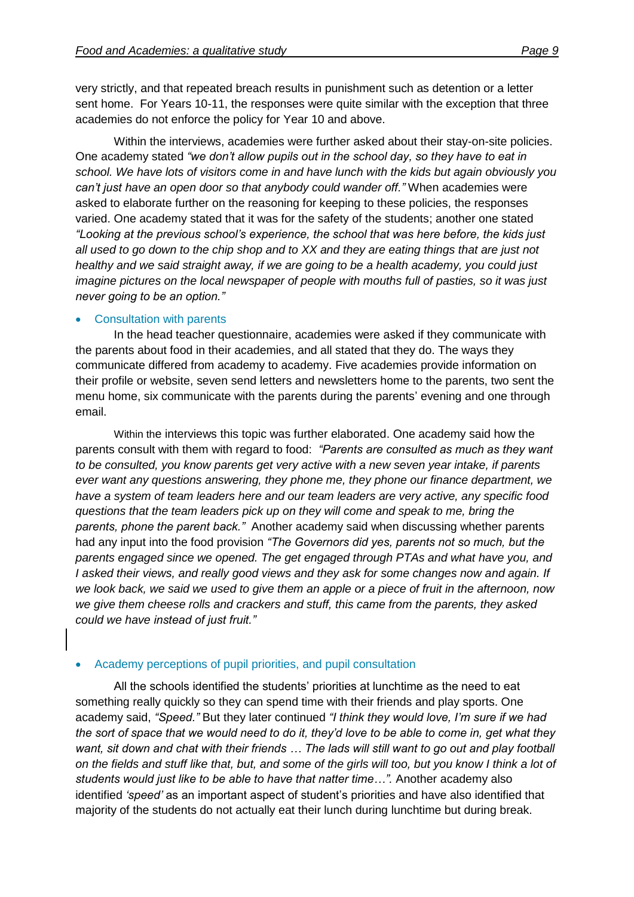very strictly, and that repeated breach results in punishment such as detention or a letter sent home. For Years 10-11, the responses were quite similar with the exception that three academies do not enforce the policy for Year 10 and above.

Within the interviews, academies were further asked about their stay-on-site policies. One academy stated *"we don't allow pupils out in the school day, so they have to eat in school. We have lots of visitors come in and have lunch with the kids but again obviously you can't just have an open door so that anybody could wander off."* When academies were asked to elaborate further on the reasoning for keeping to these policies, the responses varied. One academy stated that it was for the safety of the students; another one stated *"Looking at the previous school's experience, the school that was here before, the kids just all used to go down to the chip shop and to XX and they are eating things that are just not healthy and we said straight away, if we are going to be a health academy, you could just imagine pictures on the local newspaper of people with mouths full of pasties, so it was just never going to be an option."*

- Consultation with parents

In the head teacher questionnaire, academies were asked if they communicate with the parents about food in their academies, and all stated that they do. The ways they communicate differed from academy to academy. Five academies provide information on their profile or website, seven send letters and newsletters home to the parents, two sent the menu home, six communicate with the parents during the parents' evening and one through email.

Within the interviews this topic was further elaborated. One academy said how the parents consult with them with regard to food: *"Parents are consulted as much as they want to be consulted, you know parents get very active with a new seven year intake, if parents ever want any questions answering, they phone me, they phone our finance department, we have a system of team leaders here and our team leaders are very active, any specific food questions that the team leaders pick up on they will come and speak to me, bring the parents, phone the parent back."* Another academy said when discussing whether parents had any input into the food provision *"The Governors did yes, parents not so much, but the parents engaged since we opened. The get engaged through PTAs and what have you, and I asked their views, and really good views and they ask for some changes now and again. If we look back, we said we used to give them an apple or a piece of fruit in the afternoon, now we give them cheese rolls and crackers and stuff, this came from the parents, they asked could we have instead of just fruit."*

- Academy perceptions of pupil priorities, and pupil consultation

All the schools identified the students' priorities at lunchtime as the need to eat something really quickly so they can spend time with their friends and play sports. One academy said, *"Speed."* But they later continued *"I think they would love, I'm sure if we had the sort of space that we would need to do it, they'd love to be able to come in, get what they want, sit down and chat with their friends … The lads will still want to go out and play football on the fields and stuff like that, but, and some of the girls will too, but you know I think a lot of students would just like to be able to have that natter time…".* Another academy also identified *'speed'* as an important aspect of student's priorities and have also identified that majority of the students do not actually eat their lunch during lunchtime but during break.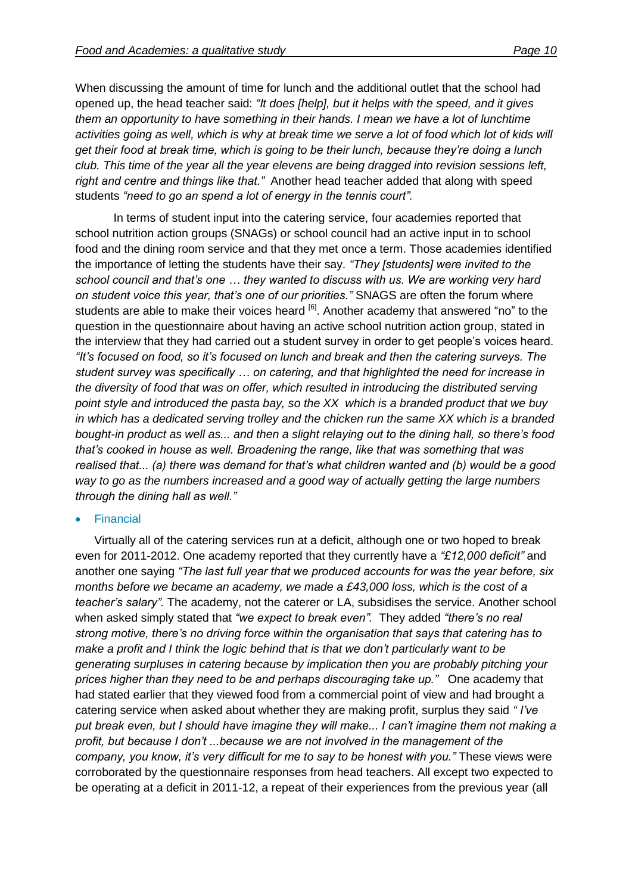When discussing the amount of time for lunch and the additional outlet that the school had opened up, the head teacher said: *"It does [help], but it helps with the speed, and it gives them an opportunity to have something in their hands. I mean we have a lot of lunchtime activities going as well, which is why at break time we serve a lot of food which lot of kids will get their food at break time, which is going to be their lunch, because they're doing a lunch club. This time of the year all the year elevens are being dragged into revision sessions left, right and centre and things like that."* Another head teacher added that along with speed students *"need to go an spend a lot of energy in the tennis court".*

In terms of student input into the catering service, four academies reported that school nutrition action groups (SNAGs) or school council had an active input in to school food and the dining room service and that they met once a term. Those academies identified the importance of letting the students have their say. *"They [students] were invited to the school council and that's one … they wanted to discuss with us. We are working very hard on student voice this year, that's one of our priorities."* SNAGS are often the forum where students are able to make their voices heard [6]. Another academy that answered "no" to the question in the questionnaire about having an active school nutrition action group, stated in the interview that they had carried out a student survey in order to get people's voices heard. *"It's focused on food, so it's focused on lunch and break and then the catering surveys. The student survey was specifically … on catering, and that highlighted the need for increase in the diversity of food that was on offer, which resulted in introducing the distributed serving point style and introduced the pasta bay, so the XX which is a branded product that we buy in which has a dedicated serving trolley and the chicken run the same XX which is a branded bought-in product as well as... and then a slight relaying out to the dining hall, so there's food that's cooked in house as well. Broadening the range, like that was something that was realised that... (a) there was demand for that's what children wanted and (b) would be a good way to go as the numbers increased and a good way of actually getting the large numbers through the dining hall as well."*

- Financial

Virtually all of the catering services run at a deficit, although one or two hoped to break even for 2011-2012. One academy reported that they currently have a *"£12,000 deficit"* and another one saying *"The last full year that we produced accounts for was the year before, six months before we became an academy, we made a £43,000 loss, which is the cost of a teacher's salary".* The academy, not the caterer or LA, subsidises the service. Another school when asked simply stated that *"we expect to break even".* They added *"there's no real strong motive, there's no driving force within the organisation that says that catering has to make a profit and I think the logic behind that is that we don't particularly want to be generating surpluses in catering because by implication then you are probably pitching your prices higher than they need to be and perhaps discouraging take up."* One academy that had stated earlier that they viewed food from a commercial point of view and had brought a catering service when asked about whether they are making profit, surplus they said *" I've put break even, but I should have imagine they will make... I can't imagine them not making a profit, but because I don't ...because we are not involved in the management of the company, you know, it's very difficult for me to say to be honest with you."* These views were corroborated by the questionnaire responses from head teachers. All except two expected to be operating at a deficit in 2011-12, a repeat of their experiences from the previous year (all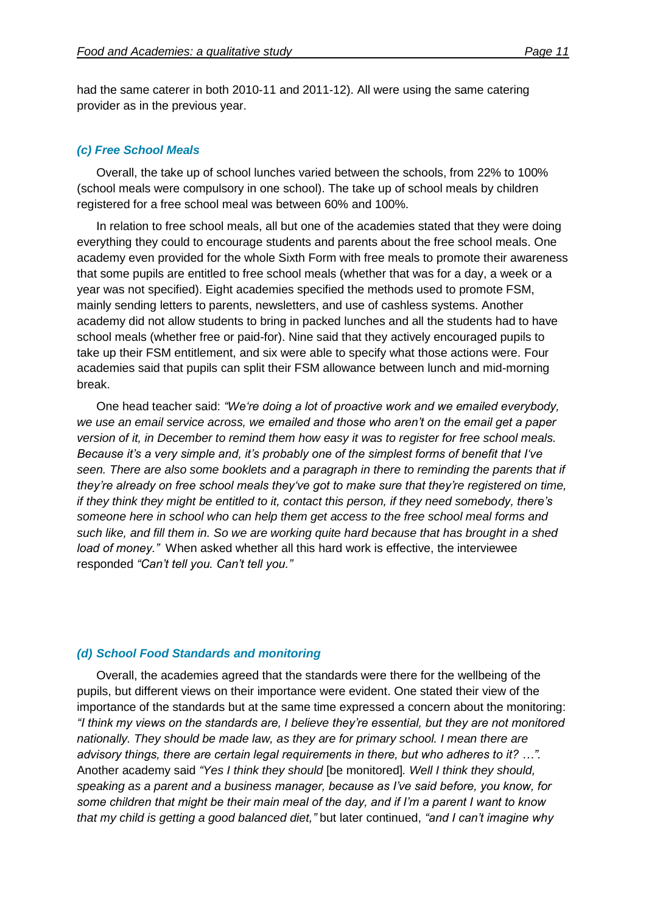had the same caterer in both 2010-11 and 2011-12). All were using the same catering provider as in the previous year.

### *(c) Free School Meals*

Overall, the take up of school lunches varied between the schools, from 22% to 100% (school meals were compulsory in one school). The take up of school meals by children registered for a free school meal was between 60% and 100%.

In relation to free school meals, all but one of the academies stated that they were doing everything they could to encourage students and parents about the free school meals. One academy even provided for the whole Sixth Form with free meals to promote their awareness that some pupils are entitled to free school meals (whether that was for a day, a week or a year was not specified). Eight academies specified the methods used to promote FSM, mainly sending letters to parents, newsletters, and use of cashless systems. Another academy did not allow students to bring in packed lunches and all the students had to have school meals (whether free or paid-for). Nine said that they actively encouraged pupils to take up their FSM entitlement, and six were able to specify what those actions were. Four academies said that pupils can split their FSM allowance between lunch and mid-morning break.

One head teacher said: *"We're doing a lot of proactive work and we emailed everybody, we use an email service across, we emailed and those who aren't on the email get a paper version of it, in December to remind them how easy it was to register for free school meals. Because it's a very simple and, it's probably one of the simplest forms of benefit that I've seen. There are also some booklets and a paragraph in there to reminding the parents that if they're already on free school meals they've got to make sure that they're registered on time, if they think they might be entitled to it, contact this person, if they need somebody, there's someone here in school who can help them get access to the free school meal forms and such like, and fill them in. So we are working quite hard because that has brought in a shed load of money."* When asked whether all this hard work is effective, the interviewee responded *"Can't tell you. Can't tell you."*

### *(d) School Food Standards and monitoring*

Overall, the academies agreed that the standards were there for the wellbeing of the pupils, but different views on their importance were evident. One stated their view of the importance of the standards but at the same time expressed a concern about the monitoring: *"I think my views on the standards are, I believe they're essential, but they are not monitored nationally. They should be made law, as they are for primary school. I mean there are advisory things, there are certain legal requirements in there, but who adheres to it? …".* Another academy said *"Yes I think they should* [be monitored]*. Well I think they should, speaking as a parent and a business manager, because as I've said before, you know, for some children that might be their main meal of the day, and if I'm a parent I want to know that my child is getting a good balanced diet,"* but later continued, *"and I can't imagine why*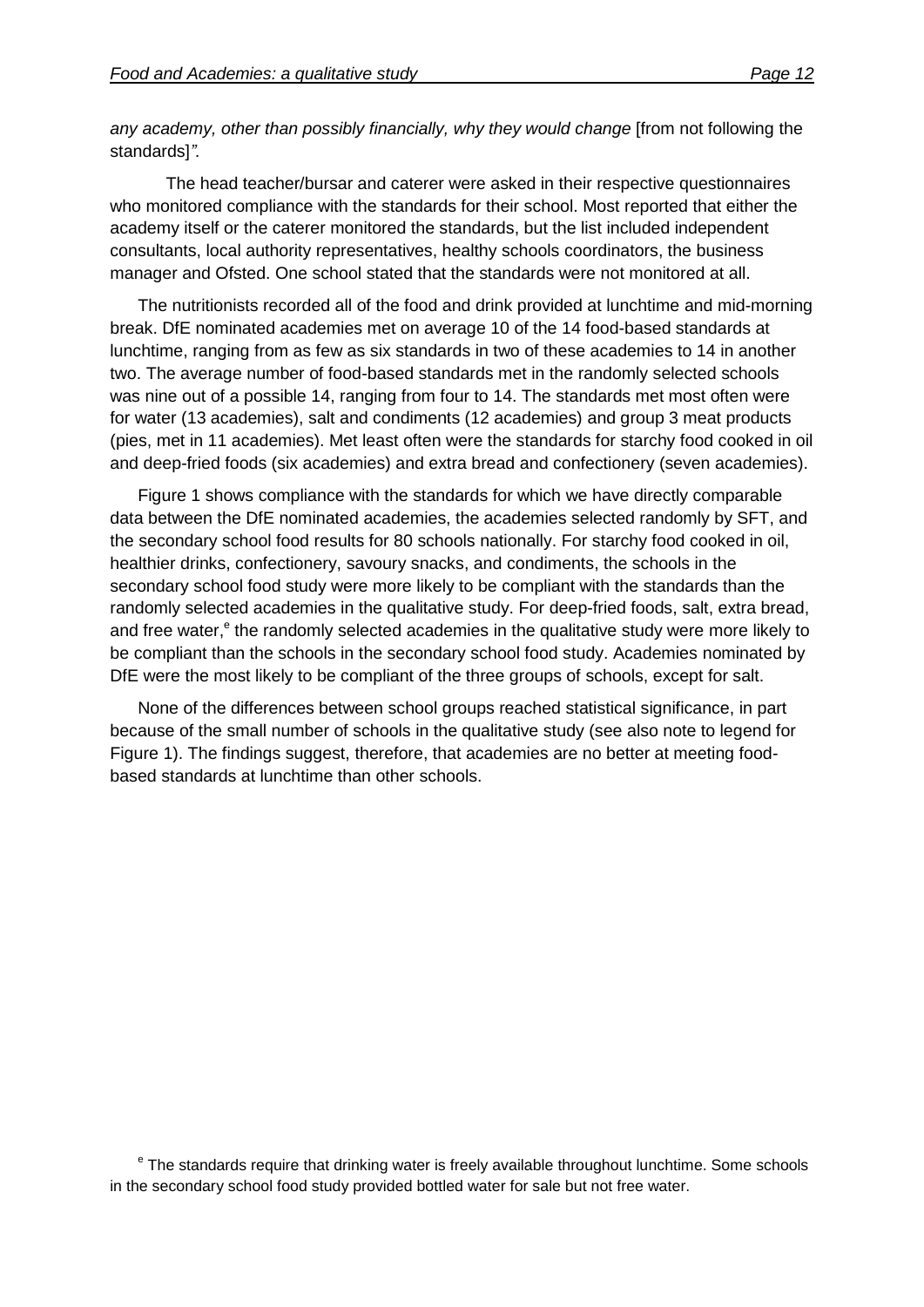*any academy, other than possibly financially, why they would change* [from not following the standards]*".*

The head teacher/bursar and caterer were asked in their respective questionnaires who monitored compliance with the standards for their school. Most reported that either the academy itself or the caterer monitored the standards, but the list included independent consultants, local authority representatives, healthy schools coordinators, the business manager and Ofsted. One school stated that the standards were not monitored at all.

The nutritionists recorded all of the food and drink provided at lunchtime and mid-morning break. DfE nominated academies met on average 10 of the 14 food-based standards at lunchtime, ranging from as few as six standards in two of these academies to 14 in another two. The average number of food-based standards met in the randomly selected schools was nine out of a possible 14, ranging from four to 14. The standards met most often were for water (13 academies), salt and condiments (12 academies) and group 3 meat products (pies, met in 11 academies). Met least often were the standards for starchy food cooked in oil and deep-fried foods (six academies) and extra bread and confectionery (seven academies).

Figure 1 shows compliance with the standards for which we have directly comparable data between the DfE nominated academies, the academies selected randomly by SFT, and the secondary school food results for 80 schools nationally. For starchy food cooked in oil, healthier drinks, confectionery, savoury snacks, and condiments, the schools in the secondary school food study were more likely to be compliant with the standards than the randomly selected academies in the qualitative study. For deep-fried foods, salt, extra bread, and free water,[e] the randomly selected academies in the qualitative study were more likely to be compliant than the schools in the secondary school food study. Academies nominated by DfE were the most likely to be compliant of the three groups of schools, except for salt.

None of the differences between school groups reached statistical significance, in part because of the small number of schools in the qualitative study (see also note to legend for Figure 1). The findings suggest, therefore, that academies are no better at meeting food-based standards at lunchtime than other schools.

[e] The standards require that drinking water is freely available throughout lunchtime. Some schools in the secondary school food study provided bottled water for sale but not free water.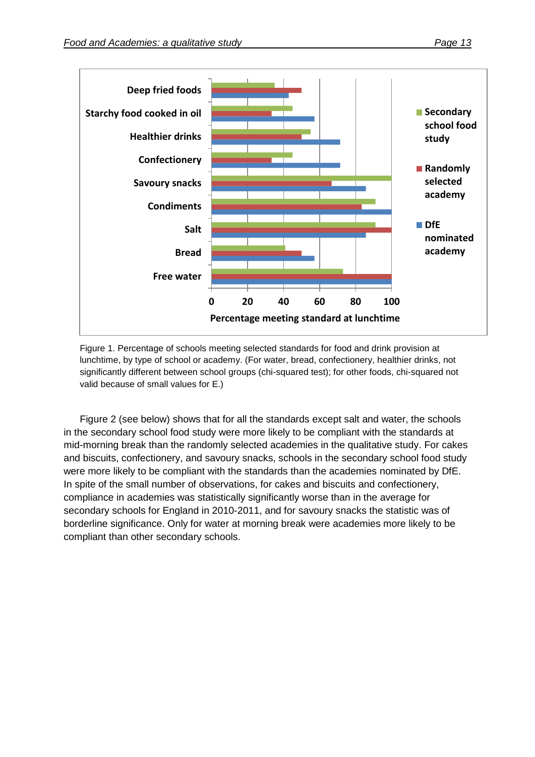Figure 1. Percentage of schools meeting selected standards for food and drink provision at lunchtime, by type of school or academy. (For water, bread, confectionery, healthier drinks, not significantly different between school groups (chi-squared test); for other foods, chi-squared not valid because of small values for E.)

Figure 2 (see below) shows that for all the standards except salt and water, the schools in the secondary school food study were more likely to be compliant with the standards at mid-morning break than the randomly selected academies in the qualitative study. For cakes and biscuits, confectionery, and savoury snacks, schools in the secondary school food study were more likely to be compliant with the standards than the academies nominated by DfE. In spite of the small number of observations, for cakes and biscuits and confectionery, compliance in academies was statistically significantly worse than in the average for secondary schools for England in 2010-2011, and for savoury snacks the statistic was of borderline significance. Only for water at morning break were academies more likely to be compliant than other secondary schools.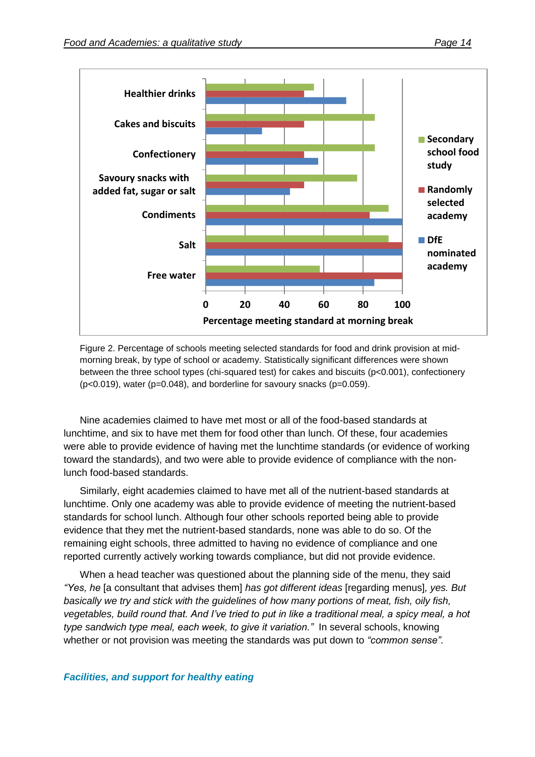Figure 2. Percentage of schools meeting selected standards for food and drink provision at mid-morning break, by type of school or academy. Statistically significant differences were shown between the three school types (chi-squared test) for cakes and biscuits ($p<0.001$), confectionery ($p<0.019$), water ($p=0.048$), and borderline for savoury snacks ($p=0.059$).

Nine academies claimed to have met most or all of the food-based standards at lunchtime, and six to have met them for food other than lunch. Of these, four academies were able to provide evidence of having met the lunchtime standards (or evidence of working toward the standards), and two were able to provide evidence of compliance with the non-lunch food-based standards.

Similarly, eight academies claimed to have met all of the nutrient-based standards at lunchtime. Only one academy was able to provide evidence of meeting the nutrient-based standards for school lunch. Although four other schools reported being able to provide evidence that they met the nutrient-based standards, none was able to do so. Of the remaining eight schools, three admitted to having no evidence of compliance and one reported currently actively working towards compliance, but did not provide evidence.

When a head teacher was questioned about the planning side of the menu, they said *"Yes, he* [a consultant that advises them] *has got different ideas* [regarding menus]*, yes. But basically we try and stick with the guidelines of how many portions of meat, fish, oily fish, vegetables, build round that. And I've tried to put in like a traditional meal, a spicy meal, a hot type sandwich type meal, each week, to give it variation."* In several schools, knowing whether or not provision was meeting the standards was put down to *"common sense"*.

### *Facilities, and support for healthy eating*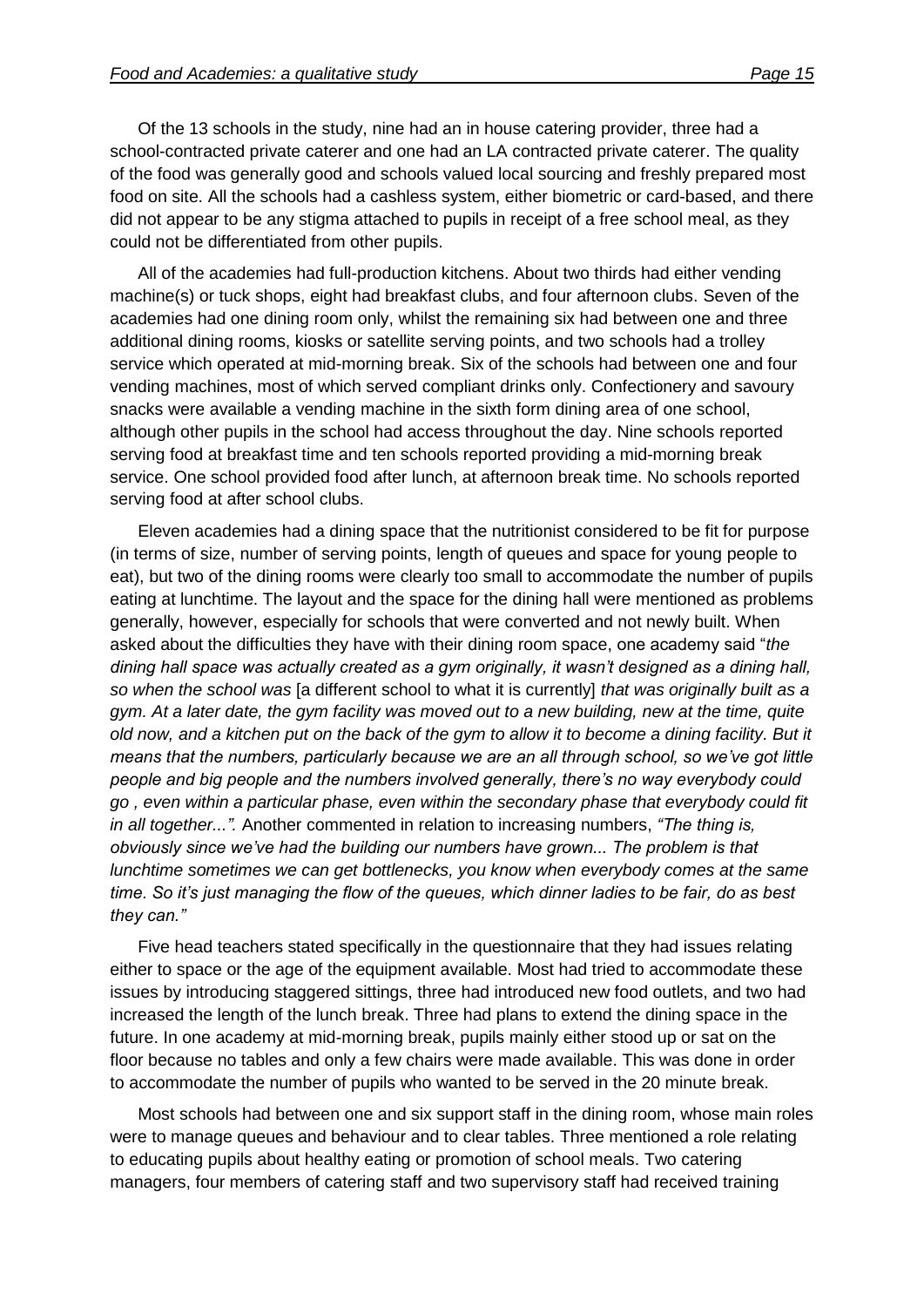Of the 13 schools in the study, nine had an in house catering provider, three had a school-contracted private caterer and one had an LA contracted private caterer. The quality of the food was generally good and schools valued local sourcing and freshly prepared most food on site. All the schools had a cashless system, either biometric or card-based, and there did not appear to be any stigma attached to pupils in receipt of a free school meal, as they could not be differentiated from other pupils.

All of the academies had full-production kitchens. About two thirds had either vending machine(s) or tuck shops, eight had breakfast clubs, and four afternoon clubs. Seven of the academies had one dining room only, whilst the remaining six had between one and three additional dining rooms, kiosks or satellite serving points, and two schools had a trolley service which operated at mid-morning break. Six of the schools had between one and four vending machines, most of which served compliant drinks only. Confectionery and savoury snacks were available a vending machine in the sixth form dining area of one school, although other pupils in the school had access throughout the day. Nine schools reported serving food at breakfast time and ten schools reported providing a mid-morning break service. One school provided food after lunch, at afternoon break time. No schools reported serving food at after school clubs.

Eleven academies had a dining space that the nutritionist considered to be fit for purpose (in terms of size, number of serving points, length of queues and space for young people to eat), but two of the dining rooms were clearly too small to accommodate the number of pupils eating at lunchtime. The layout and the space for the dining hall were mentioned as problems generally, however, especially for schools that were converted and not newly built. When asked about the difficulties they have with their dining room space, one academy said "*the dining hall space was actually created as a gym originally, it wasn't designed as a dining hall, so when the school was* [a different school to what it is currently] *that was originally built as a gym. At a later date, the gym facility was moved out to a new building, new at the time, quite old now, and a kitchen put on the back of the gym to allow it to become a dining facility. But it means that the numbers, particularly because we are an all through school, so we've got little people and big people and the numbers involved generally, there's no way everybody could go , even within a particular phase, even within the secondary phase that everybody could fit in all together...".* Another commented in relation to increasing numbers, *"The thing is, obviously since we've had the building our numbers have grown... The problem is that lunchtime sometimes we can get bottlenecks, you know when everybody comes at the same time. So it's just managing the flow of the queues, which dinner ladies to be fair, do as best they can."*

Five head teachers stated specifically in the questionnaire that they had issues relating either to space or the age of the equipment available. Most had tried to accommodate these issues by introducing staggered sittings, three had introduced new food outlets, and two had increased the length of the lunch break. Three had plans to extend the dining space in the future. In one academy at mid-morning break, pupils mainly either stood up or sat on the floor because no tables and only a few chairs were made available. This was done in order to accommodate the number of pupils who wanted to be served in the 20 minute break.

Most schools had between one and six support staff in the dining room, whose main roles were to manage queues and behaviour and to clear tables. Three mentioned a role relating to educating pupils about healthy eating or promotion of school meals. Two catering managers, four members of catering staff and two supervisory staff had received training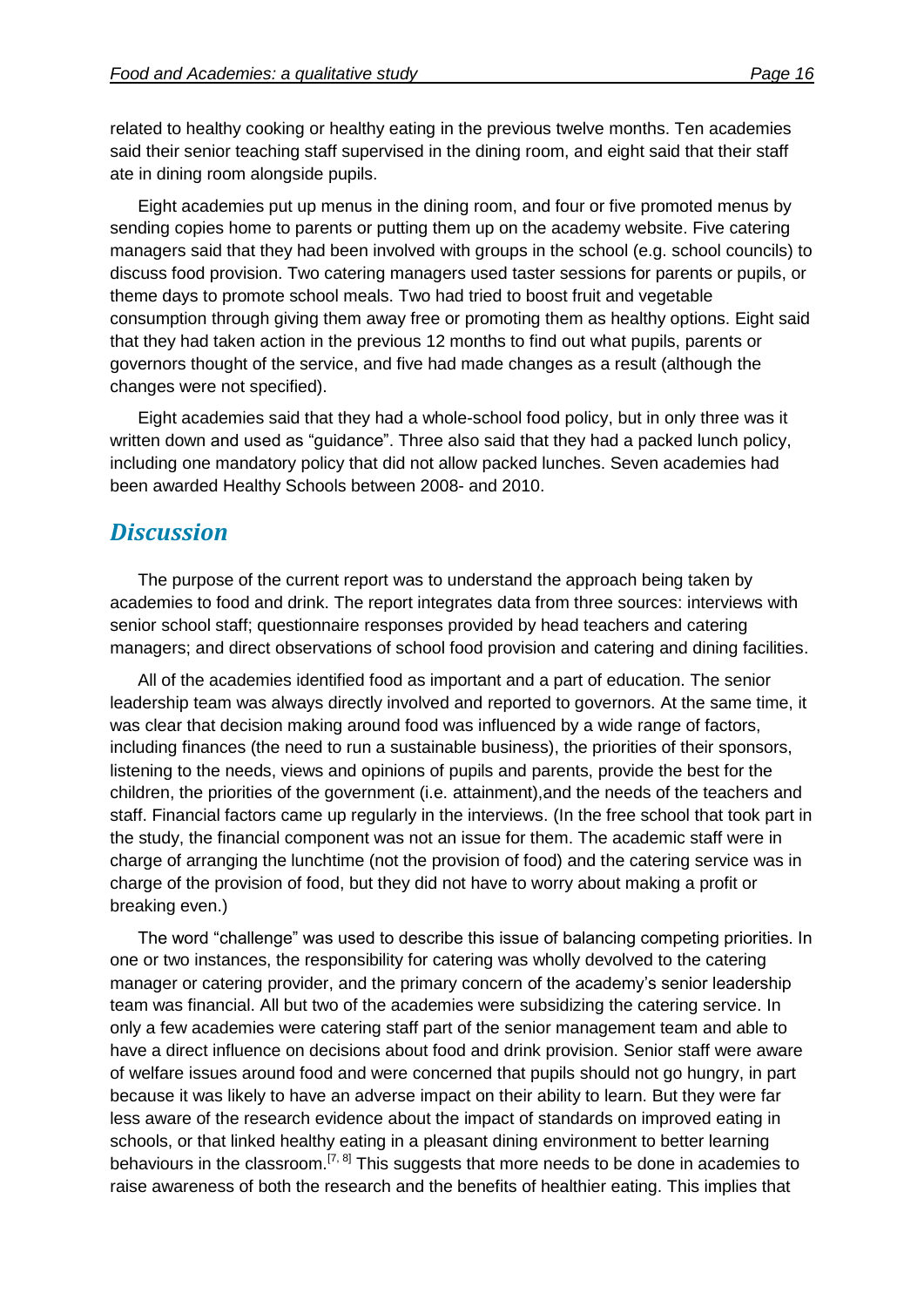related to healthy cooking or healthy eating in the previous twelve months. Ten academies said their senior teaching staff supervised in the dining room, and eight said that their staff ate in dining room alongside pupils.

Eight academies put up menus in the dining room, and four or five promoted menus by sending copies home to parents or putting them up on the academy website. Five catering managers said that they had been involved with groups in the school (e.g. school councils) to discuss food provision. Two catering managers used taster sessions for parents or pupils, or theme days to promote school meals. Two had tried to boost fruit and vegetable consumption through giving them away free or promoting them as healthy options. Eight said that they had taken action in the previous 12 months to find out what pupils, parents or governors thought of the service, and five had made changes as a result (although the changes were not specified).

Eight academies said that they had a whole-school food policy, but in only three was it written down and used as "guidance". Three also said that they had a packed lunch policy, including one mandatory policy that did not allow packed lunches. Seven academies had been awarded Healthy Schools between 2008- and 2010.

## *Discussion*

The purpose of the current report was to understand the approach being taken by academies to food and drink. The report integrates data from three sources: interviews with senior school staff; questionnaire responses provided by head teachers and catering managers; and direct observations of school food provision and catering and dining facilities.

All of the academies identified food as important and a part of education. The senior leadership team was always directly involved and reported to governors. At the same time, it was clear that decision making around food was influenced by a wide range of factors, including finances (the need to run a sustainable business), the priorities of their sponsors, listening to the needs, views and opinions of pupils and parents, provide the best for the children, the priorities of the government (i.e. attainment),and the needs of the teachers and staff. Financial factors came up regularly in the interviews. (In the free school that took part in the study, the financial component was not an issue for them. The academic staff were in charge of arranging the lunchtime (not the provision of food) and the catering service was in charge of the provision of food, but they did not have to worry about making a profit or breaking even.)

The word "challenge" was used to describe this issue of balancing competing priorities. In one or two instances, the responsibility for catering was wholly devolved to the catering manager or catering provider, and the primary concern of the academy's senior leadership team was financial. All but two of the academies were subsidizing the catering service. In only a few academies were catering staff part of the senior management team and able to have a direct influence on decisions about food and drink provision. Senior staff were aware of welfare issues around food and were concerned that pupils should not go hungry, in part because it was likely to have an adverse impact on their ability to learn. But they were far less aware of the research evidence about the impact of standards on improved eating in schools, or that linked healthy eating in a pleasant dining environment to better learning behaviours in the classroom.[7, 8] This suggests that more needs to be done in academies to raise awareness of both the research and the benefits of healthier eating. This implies that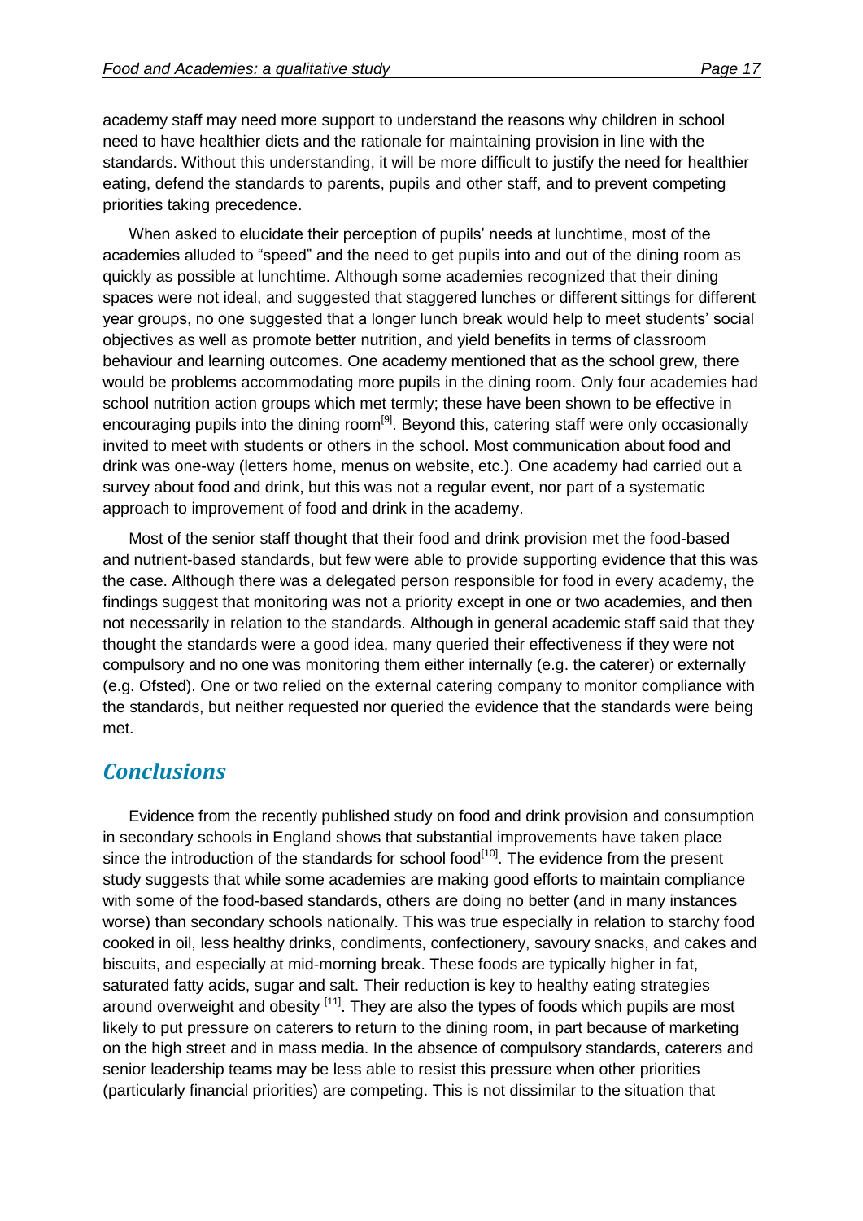academy staff may need more support to understand the reasons why children in school need to have healthier diets and the rationale for maintaining provision in line with the standards. Without this understanding, it will be more difficult to justify the need for healthier eating, defend the standards to parents, pupils and other staff, and to prevent competing priorities taking precedence.

When asked to elucidate their perception of pupils' needs at lunchtime, most of the academies alluded to "speed" and the need to get pupils into and out of the dining room as quickly as possible at lunchtime. Although some academies recognized that their dining spaces were not ideal, and suggested that staggered lunches or different sittings for different year groups, no one suggested that a longer lunch break would help to meet students' social objectives as well as promote better nutrition, and yield benefits in terms of classroom behaviour and learning outcomes. One academy mentioned that as the school grew, there would be problems accommodating more pupils in the dining room. Only four academies had school nutrition action groups which met termly; these have been shown to be effective in encouraging pupils into the dining room[9]. Beyond this, catering staff were only occasionally invited to meet with students or others in the school. Most communication about food and drink was one-way (letters home, menus on website, etc.). One academy had carried out a survey about food and drink, but this was not a regular event, nor part of a systematic approach to improvement of food and drink in the academy.

Most of the senior staff thought that their food and drink provision met the food-based and nutrient-based standards, but few were able to provide supporting evidence that this was the case. Although there was a delegated person responsible for food in every academy, the findings suggest that monitoring was not a priority except in one or two academies, and then not necessarily in relation to the standards. Although in general academic staff said that they thought the standards were a good idea, many queried their effectiveness if they were not compulsory and no one was monitoring them either internally (e.g. the caterer) or externally (e.g. Ofsted). One or two relied on the external catering company to monitor compliance with the standards, but neither requested nor queried the evidence that the standards were being met.

## *Conclusions*

Evidence from the recently published study on food and drink provision and consumption in secondary schools in England shows that substantial improvements have taken place since the introduction of the standards for school food[10]. The evidence from the present study suggests that while some academies are making good efforts to maintain compliance with some of the food-based standards, others are doing no better (and in many instances worse) than secondary schools nationally. This was true especially in relation to starchy food cooked in oil, less healthy drinks, condiments, confectionery, savoury snacks, and cakes and biscuits, and especially at mid-morning break. These foods are typically higher in fat, saturated fatty acids, sugar and salt. Their reduction is key to healthy eating strategies around overweight and obesity [11]. They are also the types of foods which pupils are most likely to put pressure on caterers to return to the dining room, in part because of marketing on the high street and in mass media. In the absence of compulsory standards, caterers and senior leadership teams may be less able to resist this pressure when other priorities (particularly financial priorities) are competing. This is not dissimilar to the situation that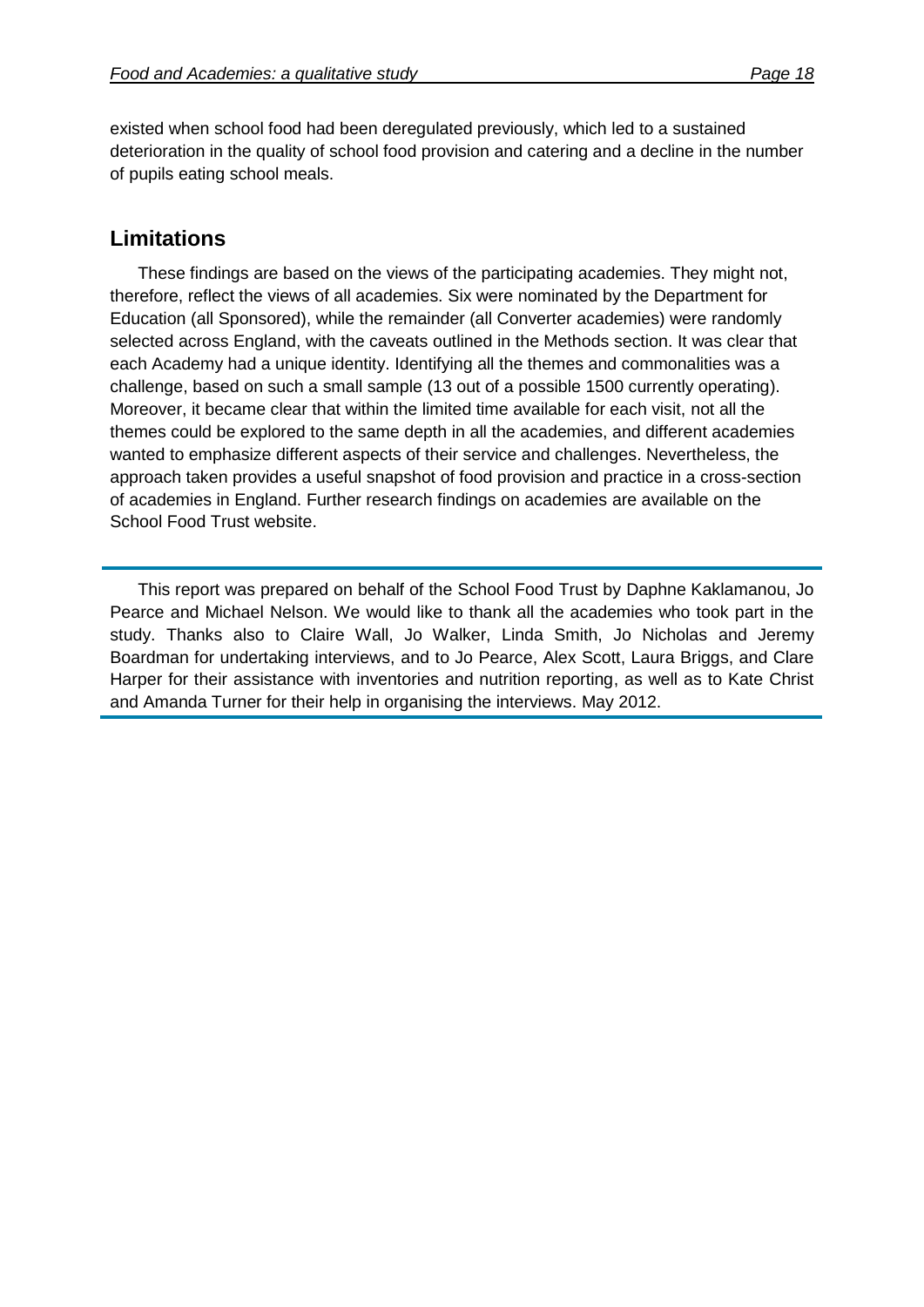existed when school food had been deregulated previously, which led to a sustained deterioration in the quality of school food provision and catering and a decline in the number of pupils eating school meals.

## Limitations

These findings are based on the views of the participating academies. They might not, therefore, reflect the views of all academies. Six were nominated by the Department for Education (all Sponsored), while the remainder (all Converter academies) were randomly selected across England, with the caveats outlined in the Methods section. It was clear that each Academy had a unique identity. Identifying all the themes and commonalities was a challenge, based on such a small sample (13 out of a possible 1500 currently operating). Moreover, it became clear that within the limited time available for each visit, not all the themes could be explored to the same depth in all the academies, and different academies wanted to emphasize different aspects of their service and challenges. Nevertheless, the approach taken provides a useful snapshot of food provision and practice in a cross-section of academies in England. Further research findings on academies are available on the School Food Trust website.

---

This report was prepared on behalf of the School Food Trust by Daphne Kaklamanou, Jo Pearce and Michael Nelson. We would like to thank all the academies who took part in the study. Thanks also to Claire Wall, Jo Walker, Linda Smith, Jo Nicholas and Jeremy Boardman for undertaking interviews, and to Jo Pearce, Alex Scott, Laura Briggs, and Clare Harper for their assistance with inventories and nutrition reporting, as well as to Kate Christ and Amanda Turner for their help in organising the interviews. May 2012.

---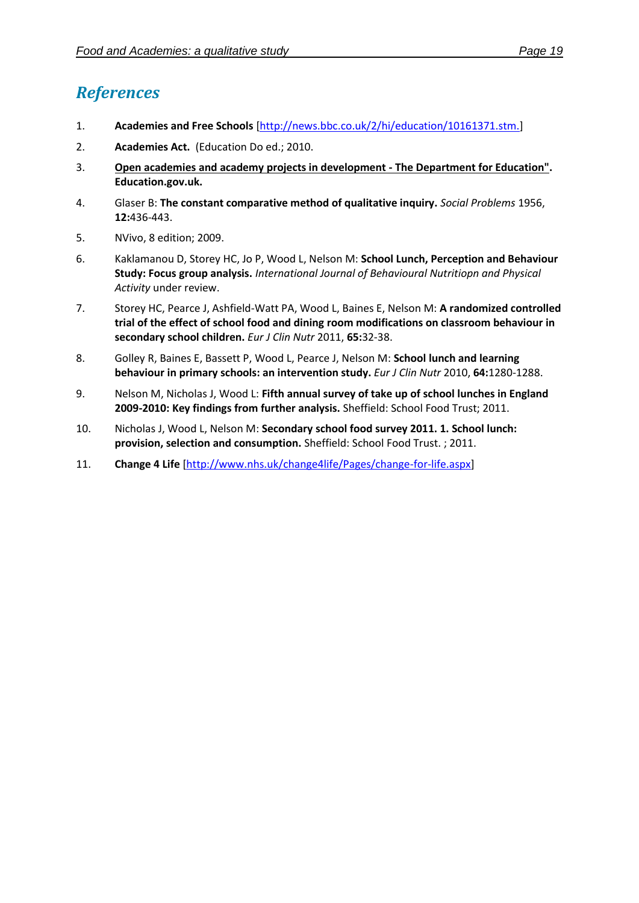## *References*

1. **Academies and Free Schools** [http://news.bbc.co.uk/2/hi/education/10161371.stm.]
2. **Academies Act.** (Education Do ed.; 2010.
3. **Open academies and academy projects in development - The Department for Education". Education.gov.uk.**
4. Glaser B: **The constant comparative method of qualitative inquiry.** *Social Problems* 1956, **12:**436-443.
5. NVivo, 8 edition; 2009.
6. Kaklamanou D, Storey HC, Jo P, Wood L, Nelson M: **School Lunch, Perception and Behaviour Study: Focus group analysis.** *International Journal of Behavioural Nutritiopn and Physical Activity* under review.
7. Storey HC, Pearce J, Ashfield-Watt PA, Wood L, Baines E, Nelson M: **A randomized controlled trial of the effect of school food and dining room modifications on classroom behaviour in secondary school children.** *Eur J Clin Nutr* 2011, **65:**32-38.
8. Golley R, Baines E, Bassett P, Wood L, Pearce J, Nelson M: **School lunch and learning behaviour in primary schools: an intervention study.** *Eur J Clin Nutr* 2010, **64:**1280-1288.
9. Nelson M, Nicholas J, Wood L: **Fifth annual survey of take up of school lunches in England 2009-2010: Key findings from further analysis.** Sheffield: School Food Trust; 2011.
10. Nicholas J, Wood L, Nelson M: **Secondary school food survey 2011. 1. School lunch: provision, selection and consumption.** Sheffield: School Food Trust. ; 2011.
11. **Change 4 Life** [http://www.nhs.uk/change4life/Pages/change-for-life.aspx]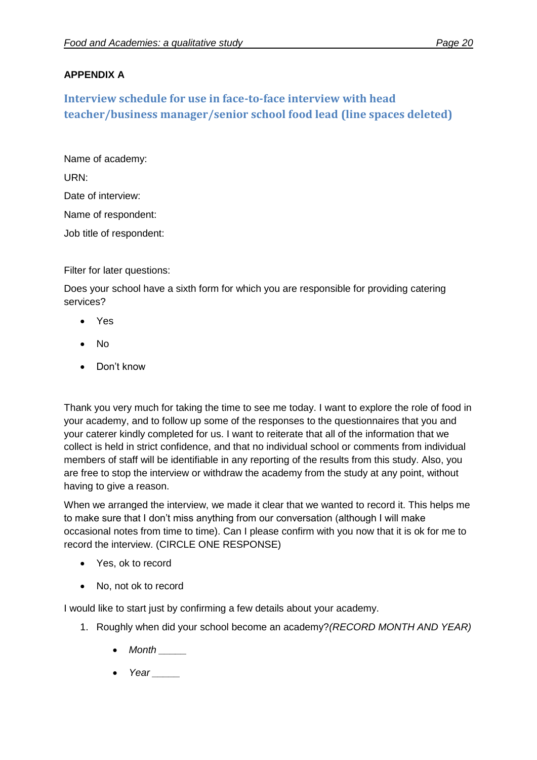**APPENDIX A**

## Interview schedule for use in face-to-face interview with head teacher/business manager/senior school food lead (line spaces deleted)

Name of academy:

URN:

Date of interview:

Name of respondent:

Job title of respondent:

Filter for later questions:

Does your school have a sixth form for which you are responsible for providing catering services?

- Yes
- No
- Don't know

Thank you very much for taking the time to see me today. I want to explore the role of food in your academy, and to follow up some of the responses to the questionnaires that you and your caterer kindly completed for us. I want to reiterate that all of the information that we collect is held in strict confidence, and that no individual school or comments from individual members of staff will be identifiable in any reporting of the results from this study. Also, you are free to stop the interview or withdraw the academy from the study at any point, without having to give a reason.

When we arranged the interview, we made it clear that we wanted to record it. This helps me to make sure that I don't miss anything from our conversation (although I will make occasional notes from time to time). Can I please confirm with you now that it is ok for me to record the interview. (CIRCLE ONE RESPONSE)

- Yes, ok to record
- No, not ok to record

I would like to start just by confirming a few details about your academy.

1. Roughly when did your school become an academy?*(RECORD MONTH AND YEAR)*
    - *Month _____*
    - *Year _____*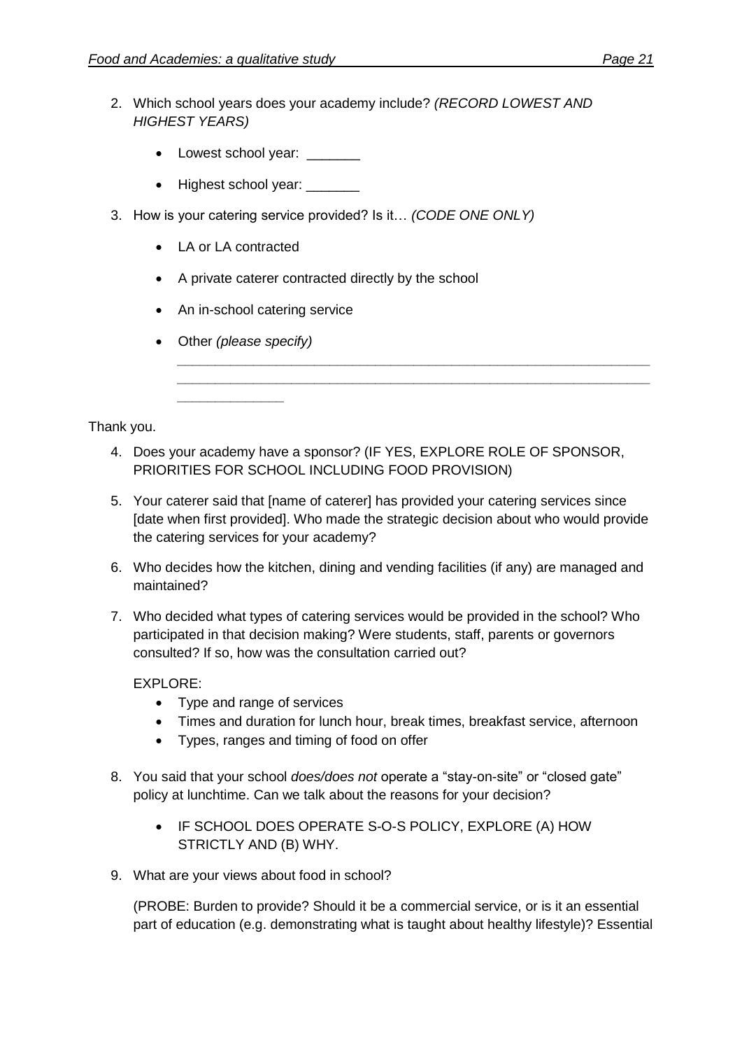2. Which school years does your academy include? *(RECORD LOWEST AND HIGHEST YEARS)*

    - Lowest school year: _______
    - Highest school year: _______

3. How is your catering service provided? Is it… *(CODE ONE ONLY)*

    - LA or LA contracted
    - A private caterer contracted directly by the school
    - An in-school catering service
    - Other *(please specify)*

      ______________________________________________________________
      ______________________________________________________________
      ______________

Thank you.

4. Does your academy have a sponsor? (IF YES, EXPLORE ROLE OF SPONSOR, PRIORITIES FOR SCHOOL INCLUDING FOOD PROVISION)

5. Your caterer said that [name of caterer] has provided your catering services since [date when first provided]. Who made the strategic decision about who would provide the catering services for your academy?

6. Who decides how the kitchen, dining and vending facilities (if any) are managed and maintained?

7. Who decided what types of catering services would be provided in the school? Who participated in that decision making? Were students, staff, parents or governors consulted? If so, how was the consultation carried out?

    EXPLORE:
    - Type and range of services
    - Times and duration for lunch hour, break times, breakfast service, afternoon
    - Types, ranges and timing of food on offer

8. You said that your school *does/does not* operate a "stay-on-site" or "closed gate" policy at lunchtime. Can we talk about the reasons for your decision?

    - IF SCHOOL DOES OPERATE S-O-S POLICY, EXPLORE (A) HOW STRICTLY AND (B) WHY.

9. What are your views about food in school?

    (PROBE: Burden to provide? Should it be a commercial service, or is it an essential part of education (e.g. demonstrating what is taught about healthy lifestyle)? Essential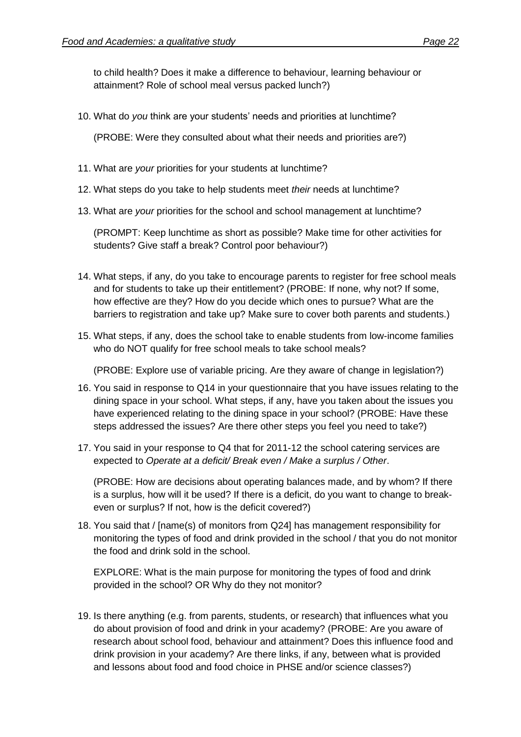to child health? Does it make a difference to behaviour, learning behaviour or attainment? Role of school meal versus packed lunch?)

10. What do *you* think are your students' needs and priorities at lunchtime?

    (PROBE: Were they consulted about what their needs and priorities are?)

11. What are *your* priorities for your students at lunchtime?

12. What steps do you take to help students meet *their* needs at lunchtime?

13. What are *your* priorities for the school and school management at lunchtime?

    (PROMPT: Keep lunchtime as short as possible? Make time for other activities for students? Give staff a break? Control poor behaviour?)

14. What steps, if any, do you take to encourage parents to register for free school meals and for students to take up their entitlement? (PROBE: If none, why not? If some, how effective are they? How do you decide which ones to pursue? What are the barriers to registration and take up? Make sure to cover both parents and students.)

15. What steps, if any, does the school take to enable students from low-income families who do NOT qualify for free school meals to take school meals?

    (PROBE: Explore use of variable pricing. Are they aware of change in legislation?)

16. You said in response to Q14 in your questionnaire that you have issues relating to the dining space in your school. What steps, if any, have you taken about the issues you have experienced relating to the dining space in your school? (PROBE: Have these steps addressed the issues? Are there other steps you feel you need to take?)

17. You said in your response to Q4 that for 2011-12 the school catering services are expected to *Operate at a deficit/ Break even / Make a surplus / Other*.

    (PROBE: How are decisions about operating balances made, and by whom? If there is a surplus, how will it be used? If there is a deficit, do you want to change to break-even or surplus? If not, how is the deficit covered?)

18. You said that / [name(s) of monitors from Q24] has management responsibility for monitoring the types of food and drink provided in the school / that you do not monitor the food and drink sold in the school.

    EXPLORE: What is the main purpose for monitoring the types of food and drink provided in the school? OR Why do they not monitor?

19. Is there anything (e.g. from parents, students, or research) that influences what you do about provision of food and drink in your academy? (PROBE: Are you aware of research about school food, behaviour and attainment? Does this influence food and drink provision in your academy? Are there links, if any, between what is provided and lessons about food and food choice in PHSE and/or science classes?)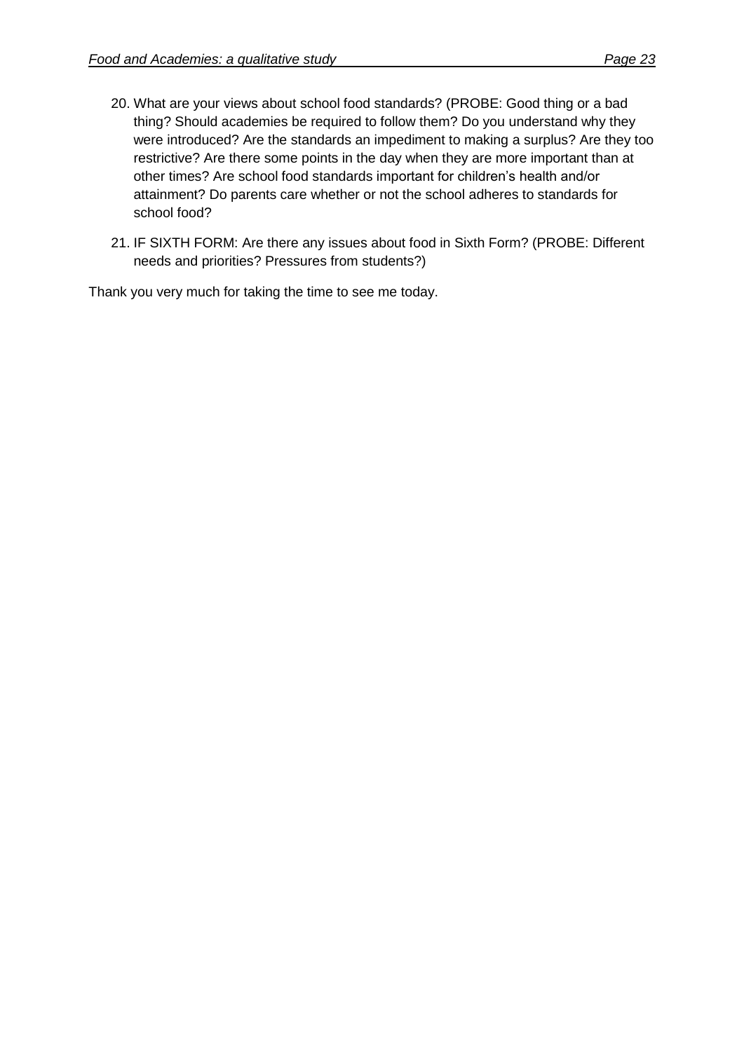20. What are your views about school food standards? (PROBE: Good thing or a bad thing? Should academies be required to follow them? Do you understand why they were introduced? Are the standards an impediment to making a surplus? Are they too restrictive? Are there some points in the day when they are more important than at other times? Are school food standards important for children's health and/or attainment? Do parents care whether or not the school adheres to standards for school food?

21. IF SIXTH FORM: Are there any issues about food in Sixth Form? (PROBE: Different needs and priorities? Pressures from students?)

Thank you very much for taking the time to see me today.